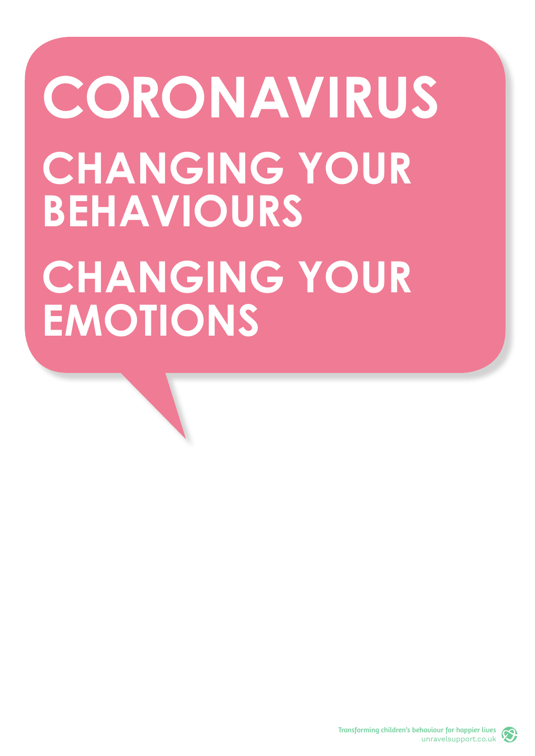# CORONAVIRUS

## CHANGING YOUR BEHAVIOURS

## CHANGING YOUR EMOTIONS

Transforming children's behaviour for happier lives
unravelsupport.co.uk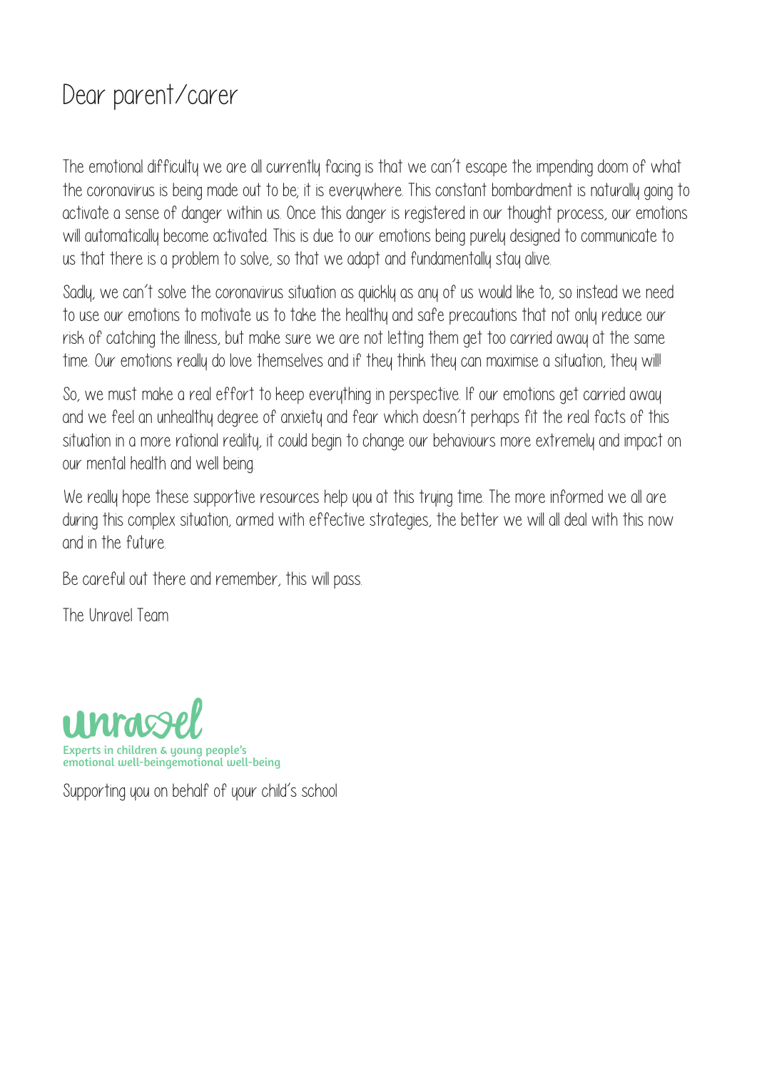# Dear parent/carer

The emotional difficulty we are all currently facing is that we can't escape the impending doom of what the coronavirus is being made out to be; it is everywhere. This constant bombardment is naturally going to activate a sense of danger within us. Once this danger is registered in our thought process, our emotions will automatically become activated. This is due to our emotions being purely designed to communicate to us that there is a problem to solve, so that we adapt and fundamentally stay alive.

Sadly, we can't solve the coronavirus situation as quickly as any of us would like to, so instead we need to use our emotions to motivate us to take the healthy and safe precautions that not only reduce our risk of catching the illness, but make sure we are not letting them get too carried away at the same time. Our emotions really do love themselves and if they think they can maximise a situation, they will!

So, we must make a real effort to keep everything in perspective. If our emotions get carried away and we feel an unhealthy degree of anxiety and fear which doesn't perhaps fit the real facts of this situation in a more rational reality, it could begin to change our behaviours more extremely and impact on our mental health and well being.

We really hope these supportive resources help you at this trying time. The more informed we all are during this complex situation, armed with effective strategies, the better we will all deal with this now and in the future.

Be careful out there and remember, this will pass.

The Unravel Team

unravel

Experts in children & young people's emotional well-beingemotional well-being

Supporting you on behalf of your child's school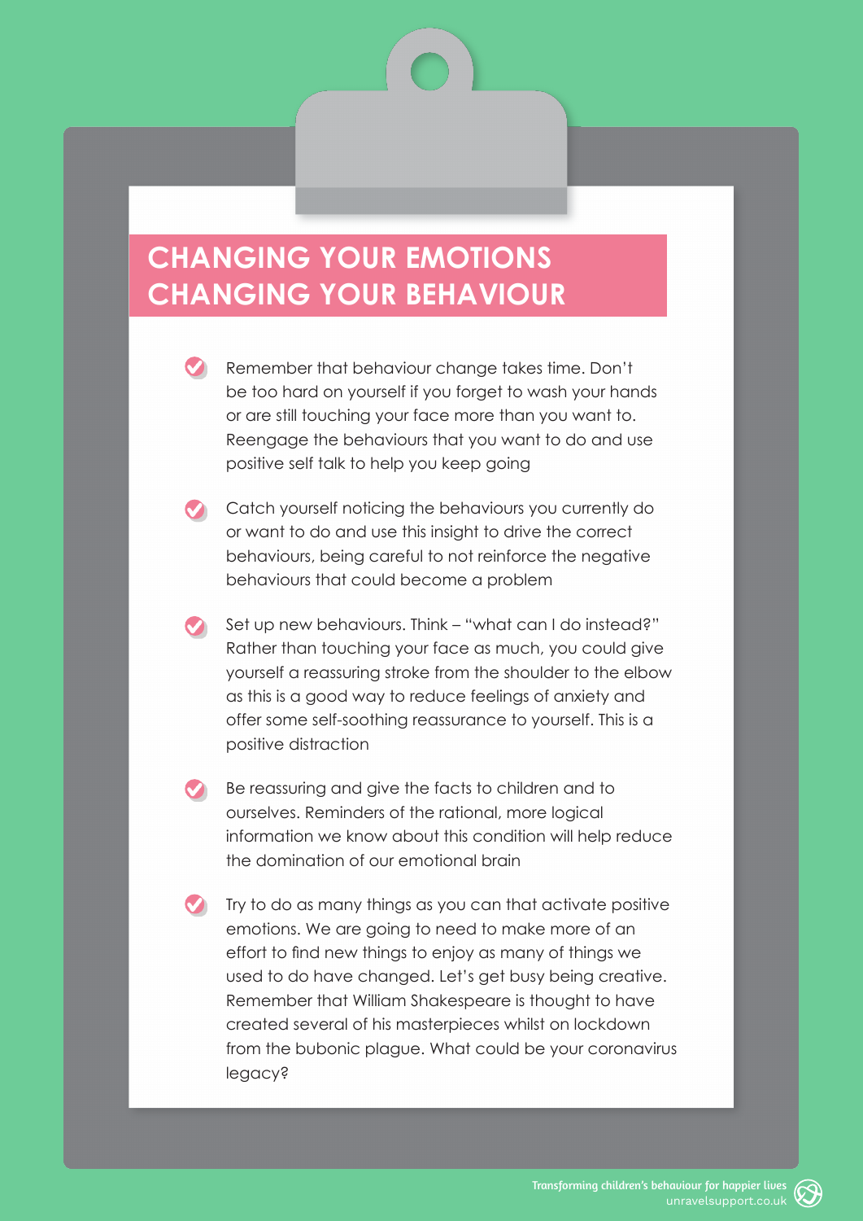# CHANGING YOUR EMOTIONS CHANGING YOUR BEHAVIOUR

- Remember that behaviour change takes time. Don't be too hard on yourself if you forget to wash your hands or are still touching your face more than you want to. Reengage the behaviours that you want to do and use positive self talk to help you keep going

- Catch yourself noticing the behaviours you currently do or want to do and use this insight to drive the correct behaviours, being careful to not reinforce the negative behaviours that could become a problem

- Set up new behaviours. Think – "what can I do instead?" Rather than touching your face as much, you could give yourself a reassuring stroke from the shoulder to the elbow as this is a good way to reduce feelings of anxiety and offer some self-soothing reassurance to yourself. This is a positive distraction

- Be reassuring and give the facts to children and to ourselves. Reminders of the rational, more logical information we know about this condition will help reduce the domination of our emotional brain

- Try to do as many things as you can that activate positive emotions. We are going to need to make more of an effort to find new things to enjoy as many of things we used to do have changed. Let's get busy being creative. Remember that William Shakespeare is thought to have created several of his masterpieces whilst on lockdown from the bubonic plague. What could be your coronavirus legacy?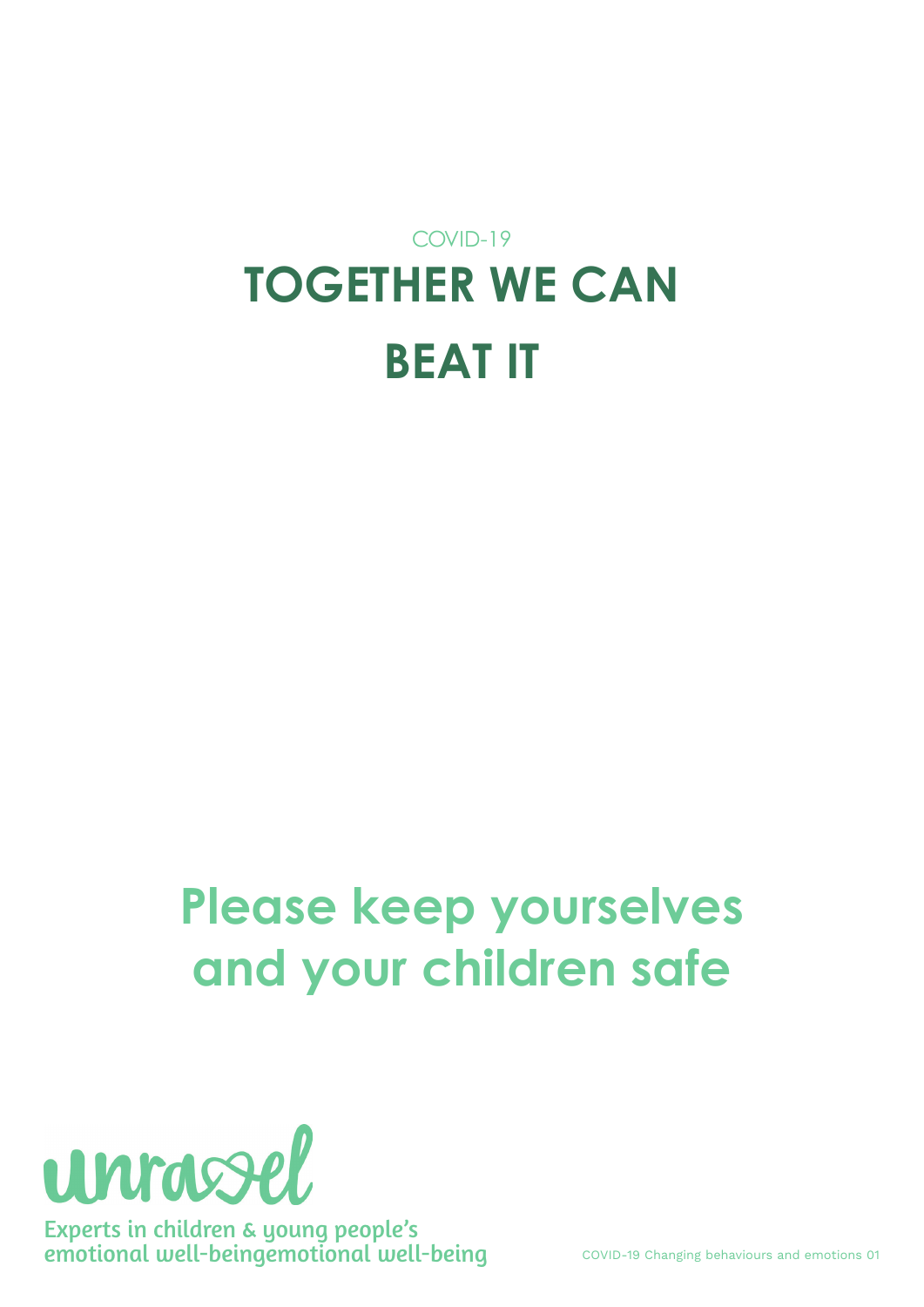COVID-19

# TOGETHER WE CAN BEAT IT

## Please keep yourselves and your children safe

unravel

Experts in children & young people's emotional well-beingemotional well-being